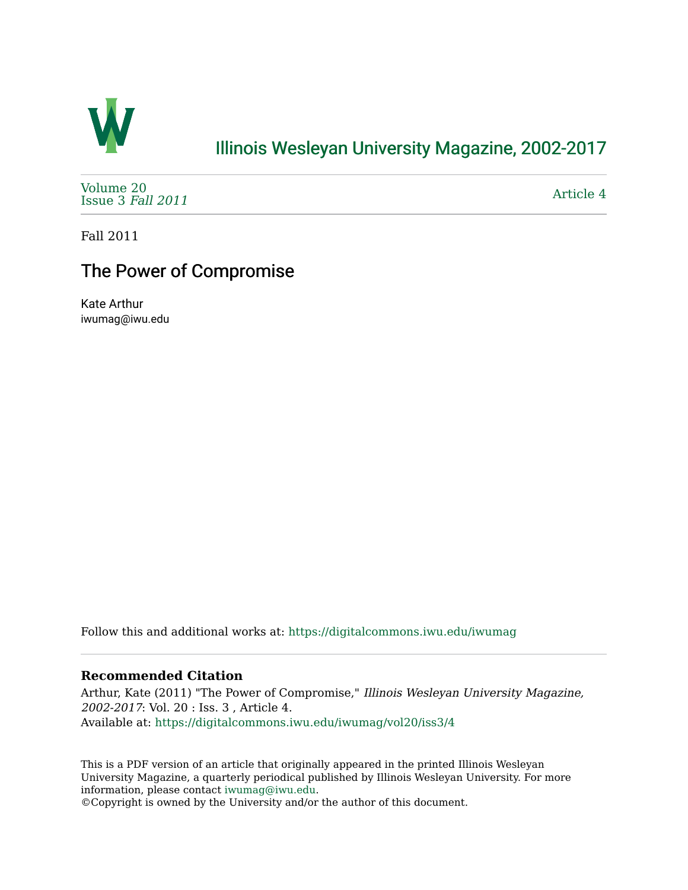# Illinois Wesleyan University Magazine, 2002-2017

Volume 20
Issue 3 *Fall 2011*

Article 4

Fall 2011

## The Power of Compromise

Kate Arthur
iwumag@iwu.edu

Follow this and additional works at: https://digitalcommons.iwu.edu/iwumag

### Recommended Citation

Arthur, Kate (2011) "The Power of Compromise," *Illinois Wesleyan University Magazine, 2002-2017*: Vol. 20 : Iss. 3 , Article 4.
Available at: https://digitalcommons.iwu.edu/iwumag/vol20/iss3/4

This is a PDF version of an article that originally appeared in the printed Illinois Wesleyan University Magazine, a quarterly periodical published by Illinois Wesleyan University. For more information, please contact iwumag@iwu.edu.
©Copyright is owned by the University and/or the author of this document.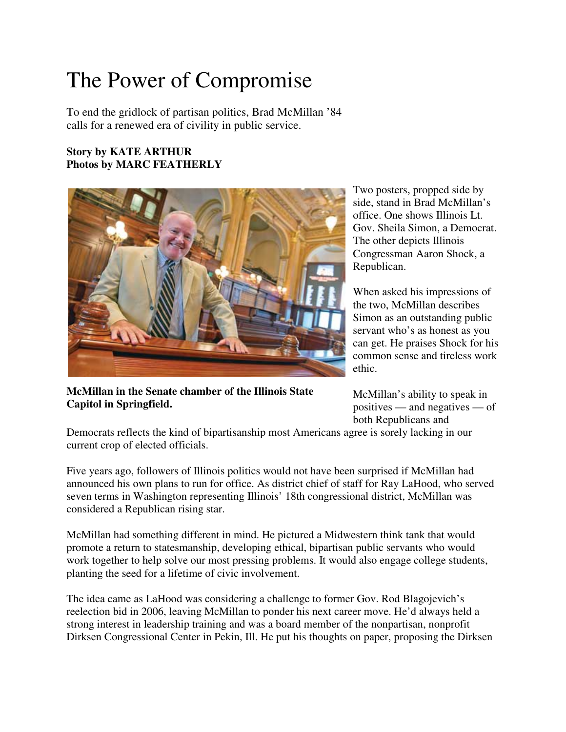# The Power of Compromise

To end the gridlock of partisan politics, Brad McMillan '84 calls for a renewed era of civility in public service.

**Story by KATE ARTHUR**
**Photos by MARC FEATHERLY**

**McMillan in the Senate chamber of the Illinois State Capitol in Springfield.**

Two posters, propped side by side, stand in Brad McMillan's office. One shows Illinois Lt. Gov. Sheila Simon, a Democrat. The other depicts Illinois Congressman Aaron Shock, a Republican.

When asked his impressions of the two, McMillan describes Simon as an outstanding public servant who's as honest as you can get. He praises Shock for his common sense and tireless work ethic.

McMillan's ability to speak in positives — and negatives — of both Republicans and Democrats reflects the kind of bipartisanship most Americans agree is sorely lacking in our current crop of elected officials.

Five years ago, followers of Illinois politics would not have been surprised if McMillan had announced his own plans to run for office. As district chief of staff for Ray LaHood, who served seven terms in Washington representing Illinois' 18th congressional district, McMillan was considered a Republican rising star.

McMillan had something different in mind. He pictured a Midwestern think tank that would promote a return to statesmanship, developing ethical, bipartisan public servants who would work together to help solve our most pressing problems. It would also engage college students, planting the seed for a lifetime of civic involvement.

The idea came as LaHood was considering a challenge to former Gov. Rod Blagojevich's reelection bid in 2006, leaving McMillan to ponder his next career move. He'd always held a strong interest in leadership training and was a board member of the nonpartisan, nonprofit Dirksen Congressional Center in Pekin, Ill. He put his thoughts on paper, proposing the Dirksen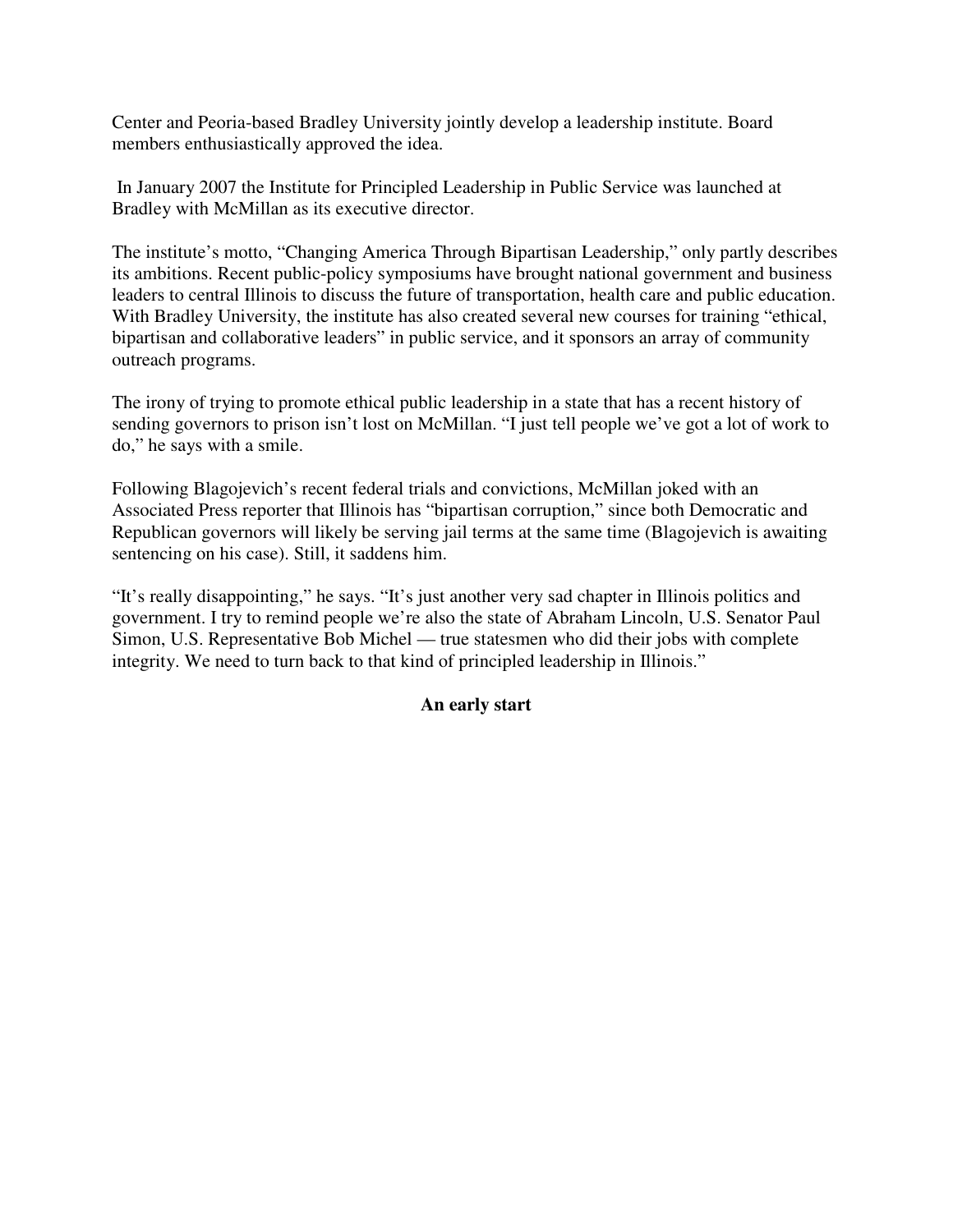Center and Peoria-based Bradley University jointly develop a leadership institute. Board members enthusiastically approved the idea.

In January 2007 the Institute for Principled Leadership in Public Service was launched at Bradley with McMillan as its executive director.

The institute's motto, "Changing America Through Bipartisan Leadership," only partly describes its ambitions. Recent public-policy symposiums have brought national government and business leaders to central Illinois to discuss the future of transportation, health care and public education. With Bradley University, the institute has also created several new courses for training "ethical, bipartisan and collaborative leaders" in public service, and it sponsors an array of community outreach programs.

The irony of trying to promote ethical public leadership in a state that has a recent history of sending governors to prison isn't lost on McMillan. "I just tell people we've got a lot of work to do," he says with a smile.

Following Blagojevich's recent federal trials and convictions, McMillan joked with an Associated Press reporter that Illinois has "bipartisan corruption," since both Democratic and Republican governors will likely be serving jail terms at the same time (Blagojevich is awaiting sentencing on his case). Still, it saddens him.

"It's really disappointing," he says. "It's just another very sad chapter in Illinois politics and government. I try to remind people we're also the state of Abraham Lincoln, U.S. Senator Paul Simon, U.S. Representative Bob Michel — true statesmen who did their jobs with complete integrity. We need to turn back to that kind of principled leadership in Illinois."

## An early start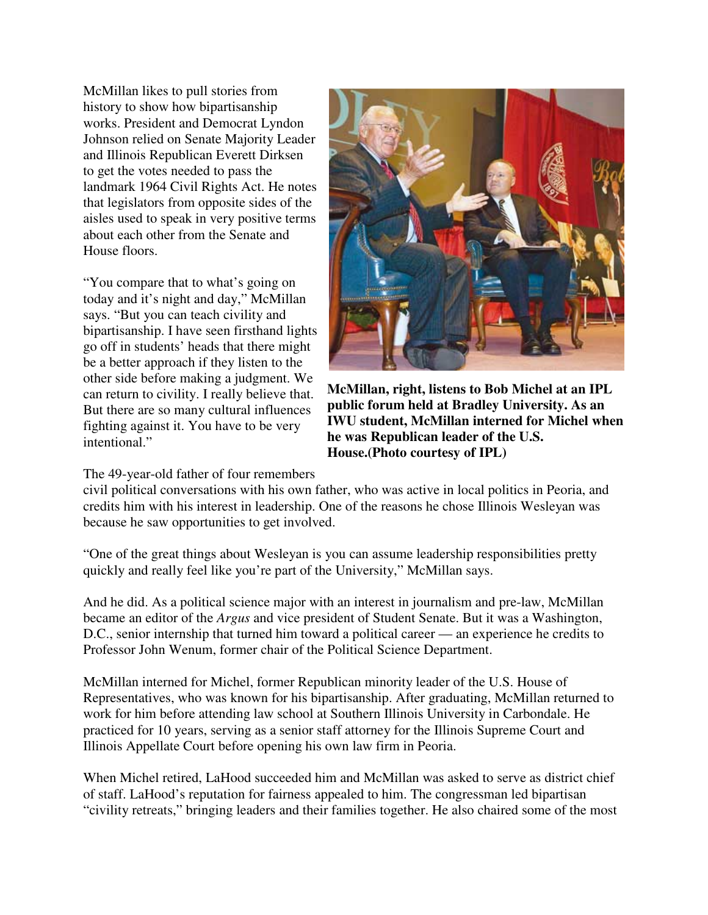McMillan likes to pull stories from history to show how bipartisanship works. President and Democrat Lyndon Johnson relied on Senate Majority Leader and Illinois Republican Everett Dirksen to get the votes needed to pass the landmark 1964 Civil Rights Act. He notes that legislators from opposite sides of the aisles used to speak in very positive terms about each other from the Senate and House floors.

"You compare that to what's going on today and it's night and day," McMillan says. "But you can teach civility and bipartisanship. I have seen firsthand lights go off in students' heads that there might be a better approach if they listen to the other side before making a judgment. We can return to civility. I really believe that. But there are so many cultural influences fighting against it. You have to be very intentional."

**McMillan, right, listens to Bob Michel at an IPL public forum held at Bradley University. As an IWU student, McMillan interned for Michel when he was Republican leader of the U.S. House.(Photo courtesy of IPL)**

The 49-year-old father of four remembers civil political conversations with his own father, who was active in local politics in Peoria, and credits him with his interest in leadership. One of the reasons he chose Illinois Wesleyan was because he saw opportunities to get involved.

"One of the great things about Wesleyan is you can assume leadership responsibilities pretty quickly and really feel like you're part of the University," McMillan says.

And he did. As a political science major with an interest in journalism and pre-law, McMillan became an editor of the *Argus* and vice president of Student Senate. But it was a Washington, D.C., senior internship that turned him toward a political career — an experience he credits to Professor John Wenum, former chair of the Political Science Department.

McMillan interned for Michel, former Republican minority leader of the U.S. House of Representatives, who was known for his bipartisanship. After graduating, McMillan returned to work for him before attending law school at Southern Illinois University in Carbondale. He practiced for 10 years, serving as a senior staff attorney for the Illinois Supreme Court and Illinois Appellate Court before opening his own law firm in Peoria.

When Michel retired, LaHood succeeded him and McMillan was asked to serve as district chief of staff. LaHood's reputation for fairness appealed to him. The congressman led bipartisan "civility retreats," bringing leaders and their families together. He also chaired some of the most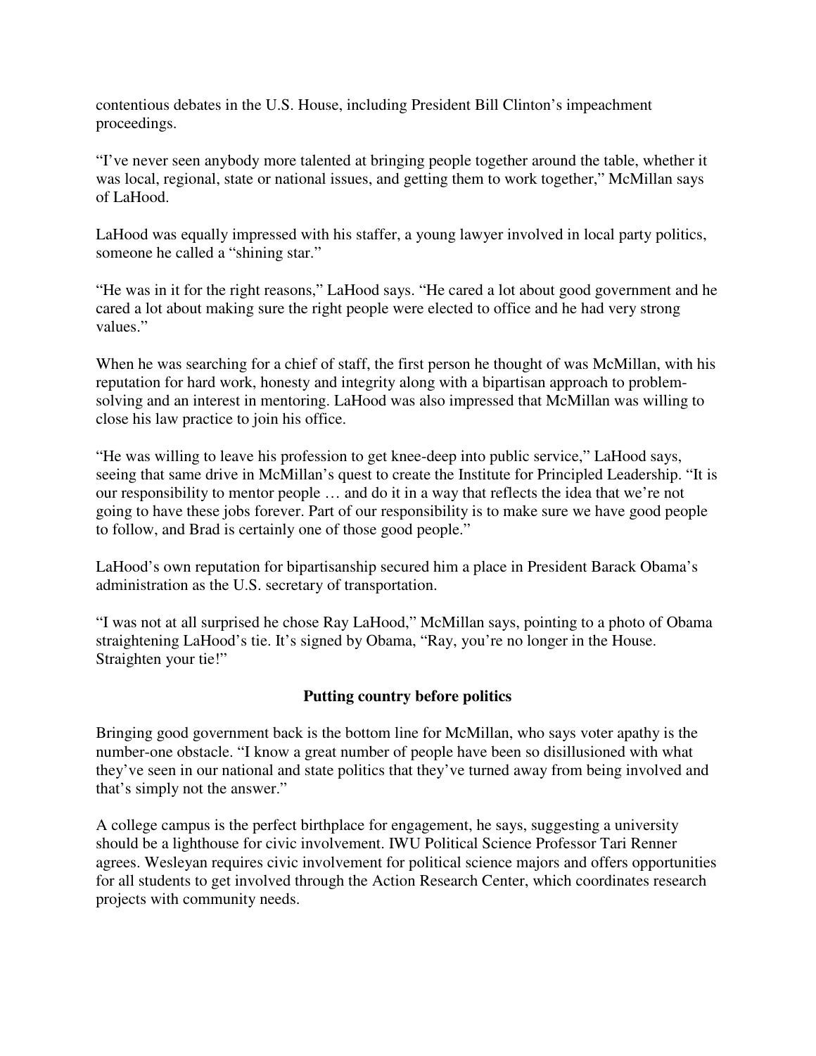contentious debates in the U.S. House, including President Bill Clinton's impeachment proceedings.

"I've never seen anybody more talented at bringing people together around the table, whether it was local, regional, state or national issues, and getting them to work together," McMillan says of LaHood.

LaHood was equally impressed with his staffer, a young lawyer involved in local party politics, someone he called a "shining star."

"He was in it for the right reasons," LaHood says. "He cared a lot about good government and he cared a lot about making sure the right people were elected to office and he had very strong values."

When he was searching for a chief of staff, the first person he thought of was McMillan, with his reputation for hard work, honesty and integrity along with a bipartisan approach to problem-solving and an interest in mentoring. LaHood was also impressed that McMillan was willing to close his law practice to join his office.

"He was willing to leave his profession to get knee-deep into public service," LaHood says, seeing that same drive in McMillan's quest to create the Institute for Principled Leadership. "It is our responsibility to mentor people … and do it in a way that reflects the idea that we're not going to have these jobs forever. Part of our responsibility is to make sure we have good people to follow, and Brad is certainly one of those good people."

LaHood's own reputation for bipartisanship secured him a place in President Barack Obama's administration as the U.S. secretary of transportation.

"I was not at all surprised he chose Ray LaHood," McMillan says, pointing to a photo of Obama straightening LaHood's tie. It's signed by Obama, "Ray, you're no longer in the House. Straighten your tie!"

### Putting country before politics

Bringing good government back is the bottom line for McMillan, who says voter apathy is the number-one obstacle. "I know a great number of people have been so disillusioned with what they've seen in our national and state politics that they've turned away from being involved and that's simply not the answer."

A college campus is the perfect birthplace for engagement, he says, suggesting a university should be a lighthouse for civic involvement. IWU Political Science Professor Tari Renner agrees. Wesleyan requires civic involvement for political science majors and offers opportunities for all students to get involved through the Action Research Center, which coordinates research projects with community needs.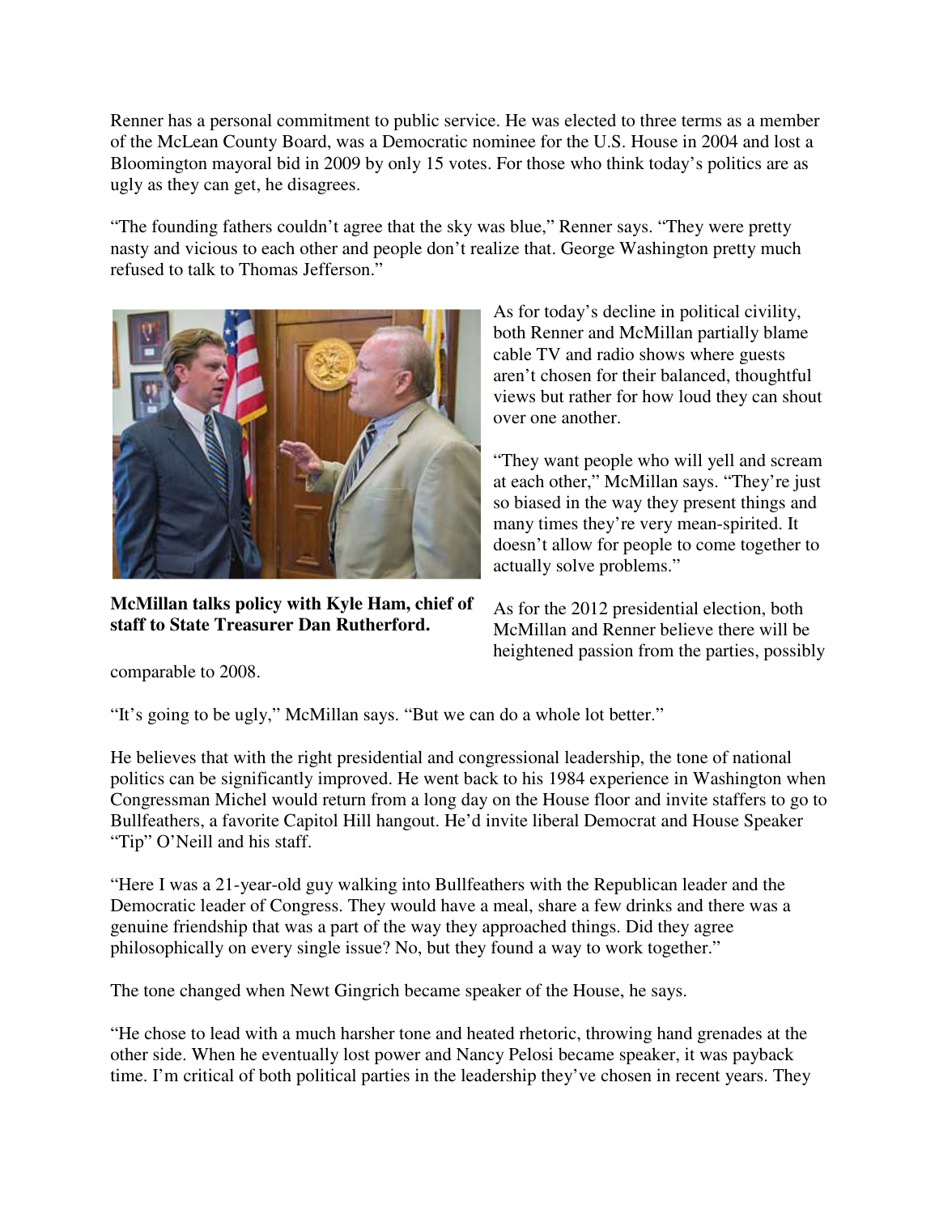Renner has a personal commitment to public service. He was elected to three terms as a member of the McLean County Board, was a Democratic nominee for the U.S. House in 2004 and lost a Bloomington mayoral bid in 2009 by only 15 votes. For those who think today's politics are as ugly as they can get, he disagrees.

"The founding fathers couldn't agree that the sky was blue," Renner says. "They were pretty nasty and vicious to each other and people don't realize that. George Washington pretty much refused to talk to Thomas Jefferson."

**McMillan talks policy with Kyle Ham, chief of staff to State Treasurer Dan Rutherford.**

As for today's decline in political civility, both Renner and McMillan partially blame cable TV and radio shows where guests aren't chosen for their balanced, thoughtful views but rather for how loud they can shout over one another.

"They want people who will yell and scream at each other," McMillan says. "They're just so biased in the way they present things and many times they're very mean-spirited. It doesn't allow for people to come together to actually solve problems."

As for the 2012 presidential election, both McMillan and Renner believe there will be heightened passion from the parties, possibly comparable to 2008.

"It's going to be ugly," McMillan says. "But we can do a whole lot better."

He believes that with the right presidential and congressional leadership, the tone of national politics can be significantly improved. He went back to his 1984 experience in Washington when Congressman Michel would return from a long day on the House floor and invite staffers to go to Bullfeathers, a favorite Capitol Hill hangout. He'd invite liberal Democrat and House Speaker "Tip" O'Neill and his staff.

"Here I was a 21-year-old guy walking into Bullfeathers with the Republican leader and the Democratic leader of Congress. They would have a meal, share a few drinks and there was a genuine friendship that was a part of the way they approached things. Did they agree philosophically on every single issue? No, but they found a way to work together."

The tone changed when Newt Gingrich became speaker of the House, he says.

"He chose to lead with a much harsher tone and heated rhetoric, throwing hand grenades at the other side. When he eventually lost power and Nancy Pelosi became speaker, it was payback time. I'm critical of both political parties in the leadership they've chosen in recent years. They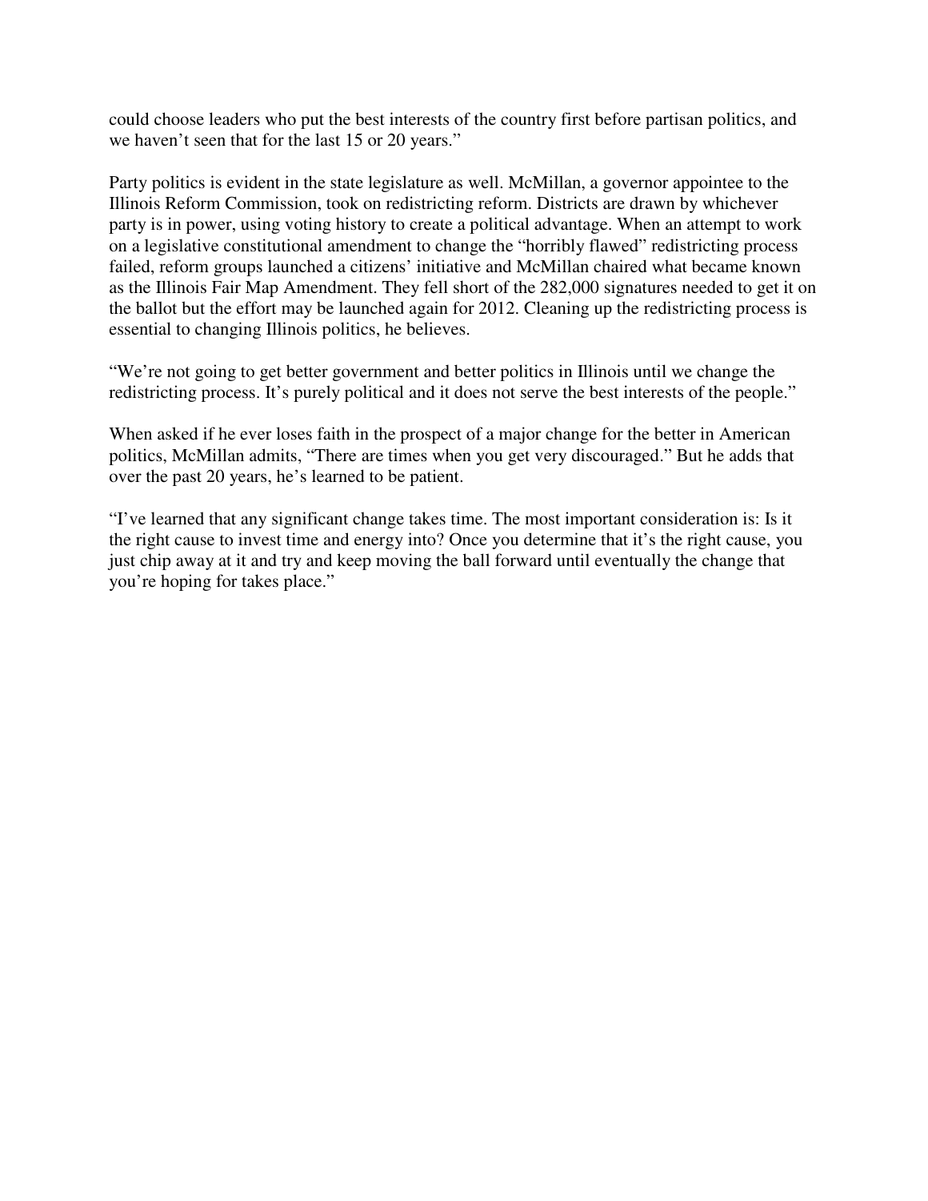could choose leaders who put the best interests of the country first before partisan politics, and we haven't seen that for the last 15 or 20 years."

Party politics is evident in the state legislature as well. McMillan, a governor appointee to the Illinois Reform Commission, took on redistricting reform. Districts are drawn by whichever party is in power, using voting history to create a political advantage. When an attempt to work on a legislative constitutional amendment to change the "horribly flawed" redistricting process failed, reform groups launched a citizens' initiative and McMillan chaired what became known as the Illinois Fair Map Amendment. They fell short of the 282,000 signatures needed to get it on the ballot but the effort may be launched again for 2012. Cleaning up the redistricting process is essential to changing Illinois politics, he believes.

"We're not going to get better government and better politics in Illinois until we change the redistricting process. It's purely political and it does not serve the best interests of the people."

When asked if he ever loses faith in the prospect of a major change for the better in American politics, McMillan admits, "There are times when you get very discouraged." But he adds that over the past 20 years, he's learned to be patient.

"I've learned that any significant change takes time. The most important consideration is: Is it the right cause to invest time and energy into? Once you determine that it's the right cause, you just chip away at it and try and keep moving the ball forward until eventually the change that you're hoping for takes place."